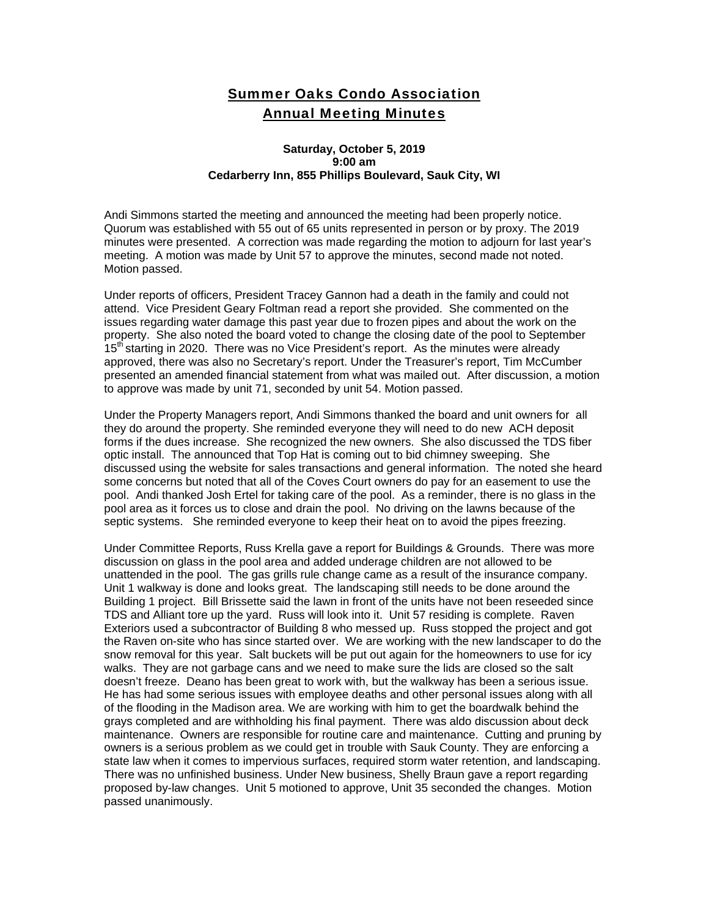# Summer Oaks Condo Association

## Annual Meeting Minutes

**Saturday, October 5, 2019**
**9:00 am**
**Cedarberry Inn, 855 Phillips Boulevard, Sauk City, WI**

Andi Simmons started the meeting and announced the meeting had been properly notice. Quorum was established with 55 out of 65 units represented in person or by proxy. The 2019 minutes were presented. A correction was made regarding the motion to adjourn for last year's meeting. A motion was made by Unit 57 to approve the minutes, second made not noted. Motion passed.

Under reports of officers, President Tracey Gannon had a death in the family and could not attend. Vice President Geary Foltman read a report she provided. She commented on the issues regarding water damage this past year due to frozen pipes and about the work on the property. She also noted the board voted to change the closing date of the pool to September 15th starting in 2020. There was no Vice President's report. As the minutes were already approved, there was also no Secretary's report. Under the Treasurer's report, Tim McCumber presented an amended financial statement from what was mailed out. After discussion, a motion to approve was made by unit 71, seconded by unit 54. Motion passed.

Under the Property Managers report, Andi Simmons thanked the board and unit owners for all they do around the property. She reminded everyone they will need to do new ACH deposit forms if the dues increase. She recognized the new owners. She also discussed the TDS fiber optic install. The announced that Top Hat is coming out to bid chimney sweeping. She discussed using the website for sales transactions and general information. The noted she heard some concerns but noted that all of the Coves Court owners do pay for an easement to use the pool. Andi thanked Josh Ertel for taking care of the pool. As a reminder, there is no glass in the pool area as it forces us to close and drain the pool. No driving on the lawns because of the septic systems. She reminded everyone to keep their heat on to avoid the pipes freezing.

Under Committee Reports, Russ Krella gave a report for Buildings & Grounds. There was more discussion on glass in the pool area and added underage children are not allowed to be unattended in the pool. The gas grills rule change came as a result of the insurance company. Unit 1 walkway is done and looks great. The landscaping still needs to be done around the Building 1 project. Bill Brissette said the lawn in front of the units have not been reseeded since TDS and Alliant tore up the yard. Russ will look into it. Unit 57 residing is complete. Raven Exteriors used a subcontractor of Building 8 who messed up. Russ stopped the project and got the Raven on-site who has since started over. We are working with the new landscaper to do the snow removal for this year. Salt buckets will be put out again for the homeowners to use for icy walks. They are not garbage cans and we need to make sure the lids are closed so the salt doesn't freeze. Deano has been great to work with, but the walkway has been a serious issue. He has had some serious issues with employee deaths and other personal issues along with all of the flooding in the Madison area. We are working with him to get the boardwalk behind the grays completed and are withholding his final payment. There was aldo discussion about deck maintenance. Owners are responsible for routine care and maintenance. Cutting and pruning by owners is a serious problem as we could get in trouble with Sauk County. They are enforcing a state law when it comes to impervious surfaces, required storm water retention, and landscaping. There was no unfinished business. Under New business, Shelly Braun gave a report regarding proposed by-law changes. Unit 5 motioned to approve, Unit 35 seconded the changes. Motion passed unanimously.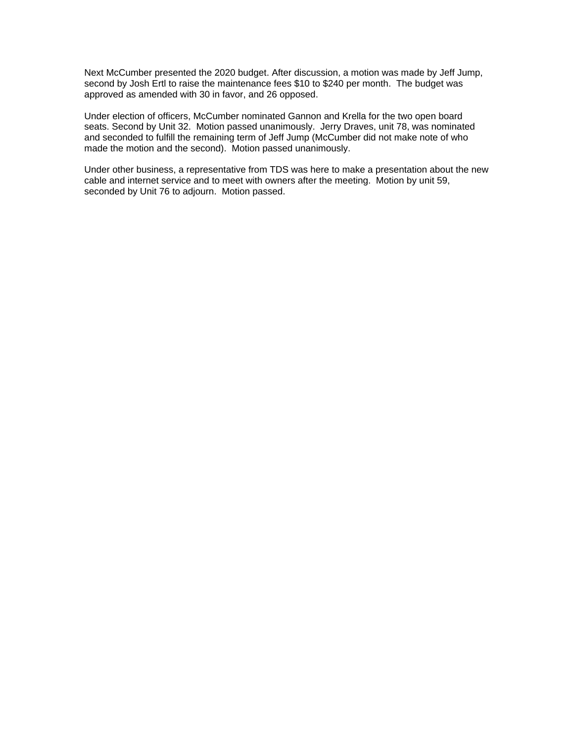Next McCumber presented the 2020 budget. After discussion, a motion was made by Jeff Jump, second by Josh Ertl to raise the maintenance fees $10 to $240 per month. The budget was approved as amended with 30 in favor, and 26 opposed.

Under election of officers, McCumber nominated Gannon and Krella for the two open board seats. Second by Unit 32. Motion passed unanimously. Jerry Draves, unit 78, was nominated and seconded to fulfill the remaining term of Jeff Jump (McCumber did not make note of who made the motion and the second). Motion passed unanimously.

Under other business, a representative from TDS was here to make a presentation about the new cable and internet service and to meet with owners after the meeting. Motion by unit 59, seconded by Unit 76 to adjourn. Motion passed.